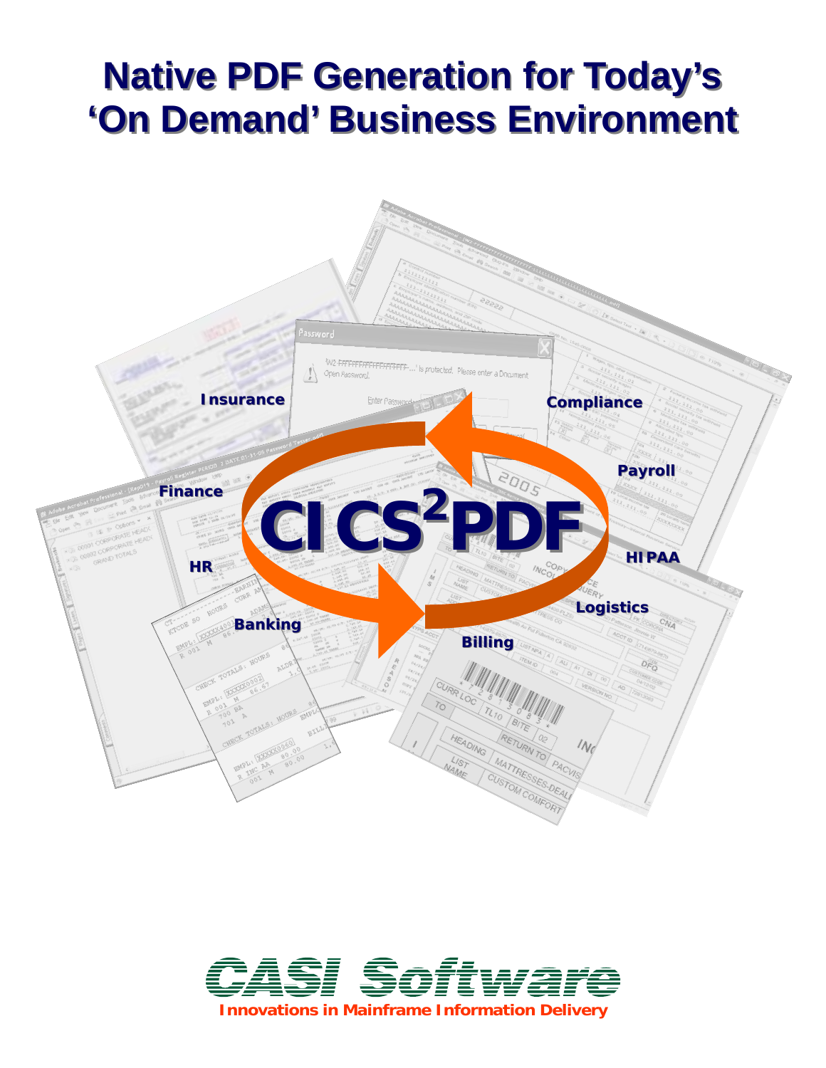# Native PDF Generation for Today's 'On Demand' Business Environment

Insurance

Compliance

Payroll

Finance

CICS²PDF

HR

HIPAA

Banking

Logistics

Billing

**CASI Software**

**Innovations in Mainframe Information Delivery**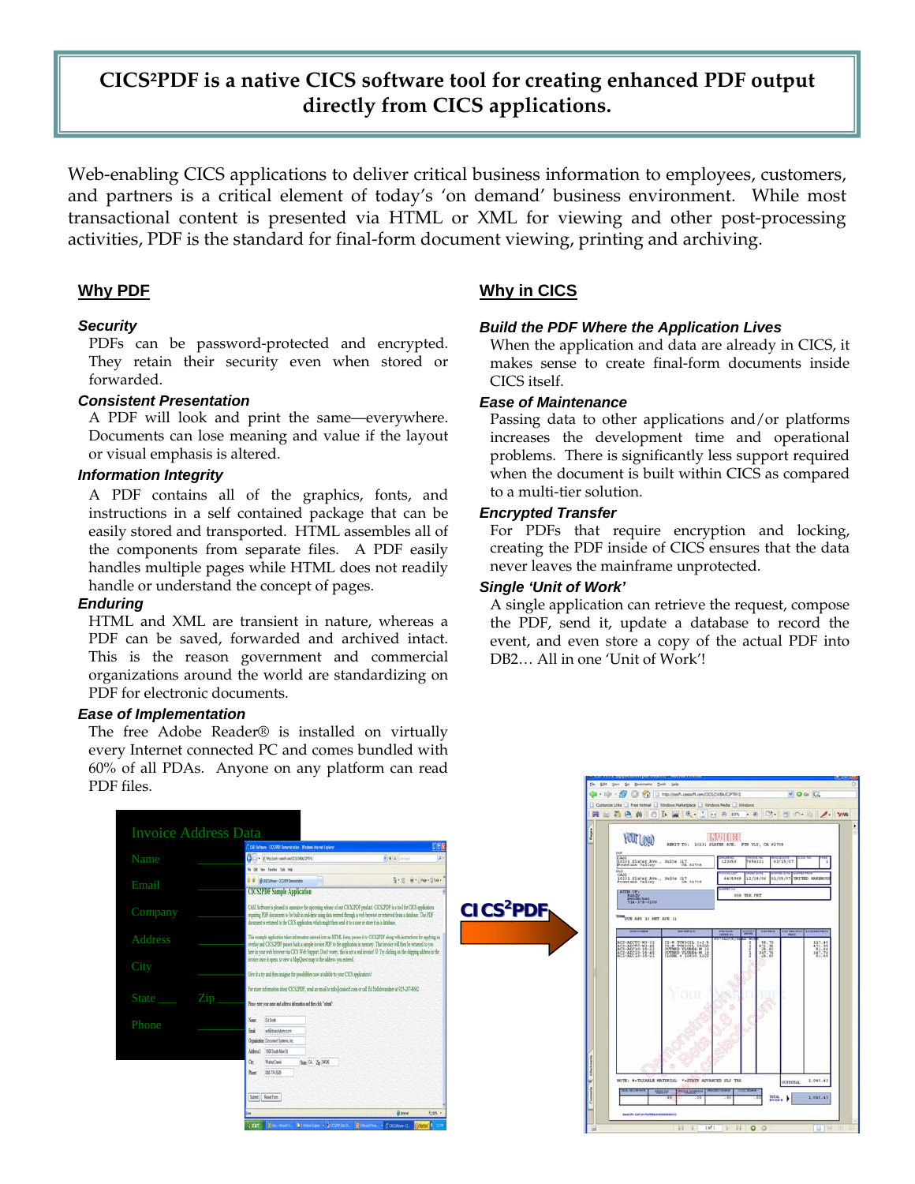# CICS²PDF is a native CICS software tool for creating enhanced PDF output directly from CICS applications.

Web-enabling CICS applications to deliver critical business information to employees, customers, and partners is a critical element of today's 'on demand' business environment. While most transactional content is presented via HTML or XML for viewing and other post-processing activities, PDF is the standard for final-form document viewing, printing and archiving.

## Why PDF

### *Security*

PDFs can be password-protected and encrypted. They retain their security even when stored or forwarded.

### *Consistent Presentation*

A PDF will look and print the same—everywhere. Documents can lose meaning and value if the layout or visual emphasis is altered.

### *Information Integrity*

A PDF contains all of the graphics, fonts, and instructions in a self contained package that can be easily stored and transported. HTML assembles all of the components from separate files. A PDF easily handles multiple pages while HTML does not readily handle or understand the concept of pages.

### *Enduring*

HTML and XML are transient in nature, whereas a PDF can be saved, forwarded and archived intact. This is the reason government and commercial organizations around the world are standardizing on PDF for electronic documents.

### *Ease of Implementation*

The free Adobe Reader® is installed on virtually every Internet connected PC and comes bundled with 60% of all PDAs. Anyone on any platform can read PDF files.

## Why in CICS

### *Build the PDF Where the Application Lives*

When the application and data are already in CICS, it makes sense to create final-form documents inside CICS itself.

### *Ease of Maintenance*

Passing data to other applications and/or platforms increases the development time and operational problems. There is significantly less support required when the document is built within CICS as compared to a multi-tier solution.

### *Encrypted Transfer*

For PDFs that require encryption and locking, creating the PDF inside of CICS ensures that the data never leaves the mainframe unprotected.

### *Single 'Unit of Work'*

A single application can retrieve the request, compose the PDF, send it, update a database to record the event, and even store a copy of the actual PDF into DB2… All in one 'Unit of Work'!

Invoice Address Data

Name

Email

Company

Address

City

State ___ Zip

Phone

CICS²PDF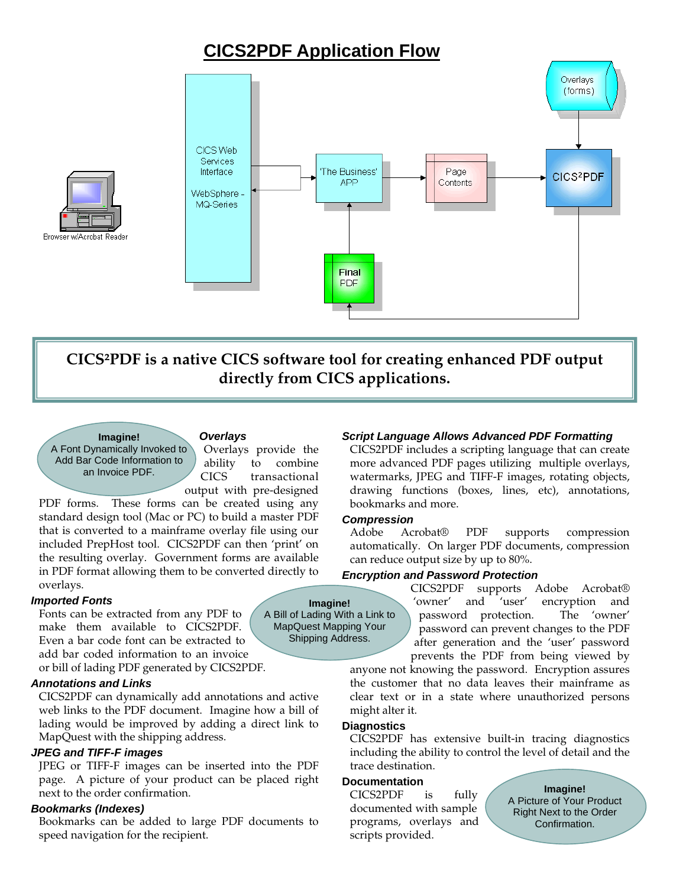# CICS2PDF Application Flow

Browser w/Acrobat Reader

CICS Web Services Interface

WebSphere - MQ-Series

'The Business' APP

Page Contents

CICS²PDF

Overlays (forms)

Final PDF

**CICS²PDF is a native CICS software tool for creating enhanced PDF output directly from CICS applications.**

> **Imagine!**
> A Font Dynamically Invoked to Add Bar Code Information to an Invoice PDF.

### *Overlays*

Overlays provide the ability to combine CICS transactional output with pre-designed PDF forms. These forms can be created using any standard design tool (Mac or PC) to build a master PDF that is converted to a mainframe overlay file using our included PrepHost tool. CICS2PDF can then 'print' on the resulting overlay. Government forms are available in PDF format allowing them to be converted directly to overlays.

### *Imported Fonts*

Fonts can be extracted from any PDF to make them available to CICS2PDF. Even a bar code font can be extracted to add bar coded information to an invoice or bill of lading PDF generated by CICS2PDF.

> **Imagine!**
> A Bill of Lading With a Link to MapQuest Mapping Your Shipping Address.

### *Annotations and Links*

CICS2PDF can dynamically add annotations and active web links to the PDF document. Imagine how a bill of lading would be improved by adding a direct link to MapQuest with the shipping address.

### *JPEG and TIFF-F images*

JPEG or TIFF-F images can be inserted into the PDF page. A picture of your product can be placed right next to the order confirmation.

### *Bookmarks (Indexes)*

Bookmarks can be added to large PDF documents to speed navigation for the recipient.

### *Script Language Allows Advanced PDF Formatting*

CICS2PDF includes a scripting language that can create more advanced PDF pages utilizing multiple overlays, watermarks, JPEG and TIFF-F images, rotating objects, drawing functions (boxes, lines, etc), annotations, bookmarks and more.

### *Compression*

Adobe Acrobat® PDF supports compression automatically. On larger PDF documents, compression can reduce output size by up to 80%.

### *Encryption and Password Protection*

CICS2PDF supports Adobe Acrobat® 'owner' and 'user' encryption and password protection. The 'owner' password can prevent changes to the PDF after generation and the 'user' password prevents the PDF from being viewed by anyone not knowing the password. Encryption assures the customer that no data leaves their mainframe as clear text or in a state where unauthorized persons might alter it.

### Diagnostics

CICS2PDF has extensive built-in tracing diagnostics including the ability to control the level of detail and the trace destination.

### Documentation

CICS2PDF is fully documented with sample programs, overlays and scripts provided.

> **Imagine!**
> A Picture of Your Product Right Next to the Order Confirmation.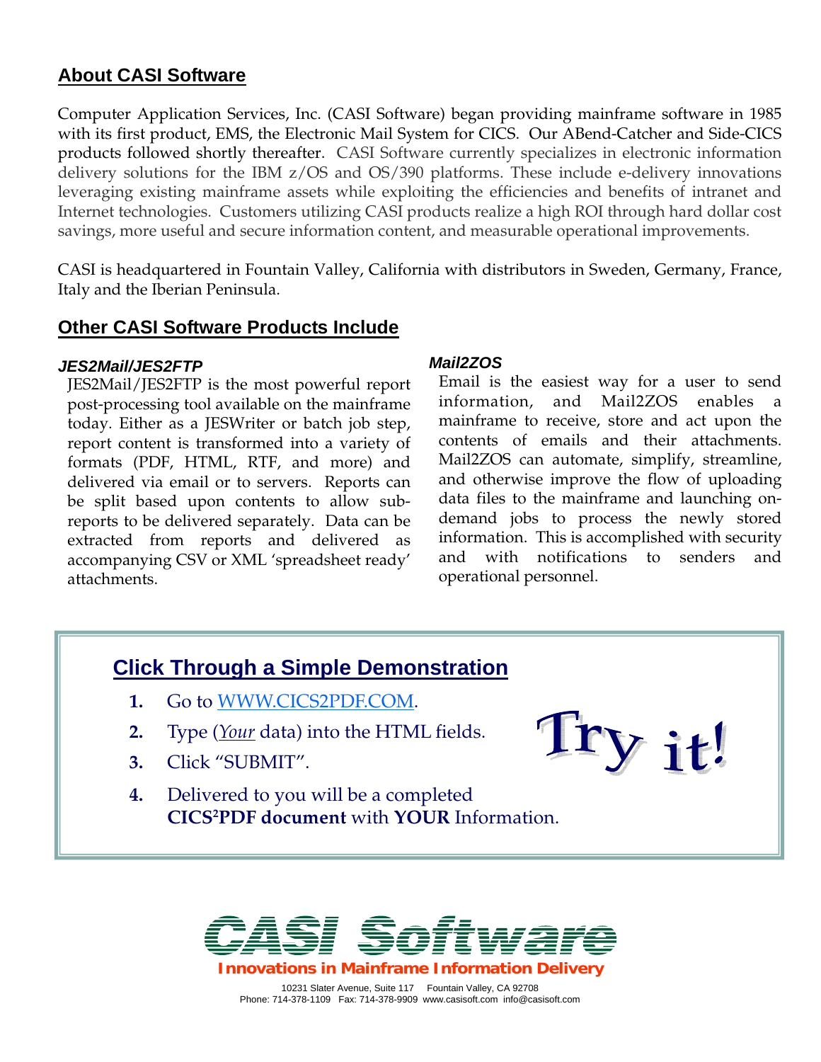## About CASI Software

Computer Application Services, Inc. (CASI Software) began providing mainframe software in 1985 with its first product, EMS, the Electronic Mail System for CICS. Our ABend-Catcher and Side-CICS products followed shortly thereafter. CASI Software currently specializes in electronic information delivery solutions for the IBM z/OS and OS/390 platforms. These include e-delivery innovations leveraging existing mainframe assets while exploiting the efficiencies and benefits of intranet and Internet technologies. Customers utilizing CASI products realize a high ROI through hard dollar cost savings, more useful and secure information content, and measurable operational improvements.

CASI is headquartered in Fountain Valley, California with distributors in Sweden, Germany, France, Italy and the Iberian Peninsula.

## Other CASI Software Products Include

### *JES2Mail/JES2FTP*

JES2Mail/JES2FTP is the most powerful report post-processing tool available on the mainframe today. Either as a JESWriter or batch job step, report content is transformed into a variety of formats (PDF, HTML, RTF, and more) and delivered via email or to servers. Reports can be split based upon contents to allow sub-reports to be delivered separately. Data can be extracted from reports and delivered as accompanying CSV or XML 'spreadsheet ready' attachments.

### *Mail2ZOS*

Email is the easiest way for a user to send information, and Mail2ZOS enables a mainframe to receive, store and act upon the contents of emails and their attachments. Mail2ZOS can automate, simplify, streamline, and otherwise improve the flow of uploading data files to the mainframe and launching on-demand jobs to process the newly stored information. This is accomplished with security and with notifications to senders and operational personnel.

## Click Through a Simple Demonstration

1. Go to WWW.CICS2PDF.COM.
2. Type (*Your* data) into the HTML fields.
3. Click "SUBMIT".
4. Delivered to you will be a completed **CICS²PDF document** with **YOUR** Information.

Try it!

CASI Software

Innovations in Mainframe Information Delivery

10231 Slater Avenue, Suite 117 Fountain Valley, CA 92708
Phone: 714-378-1109 Fax: 714-378-9909 www.casisoft.com info@casisoft.com